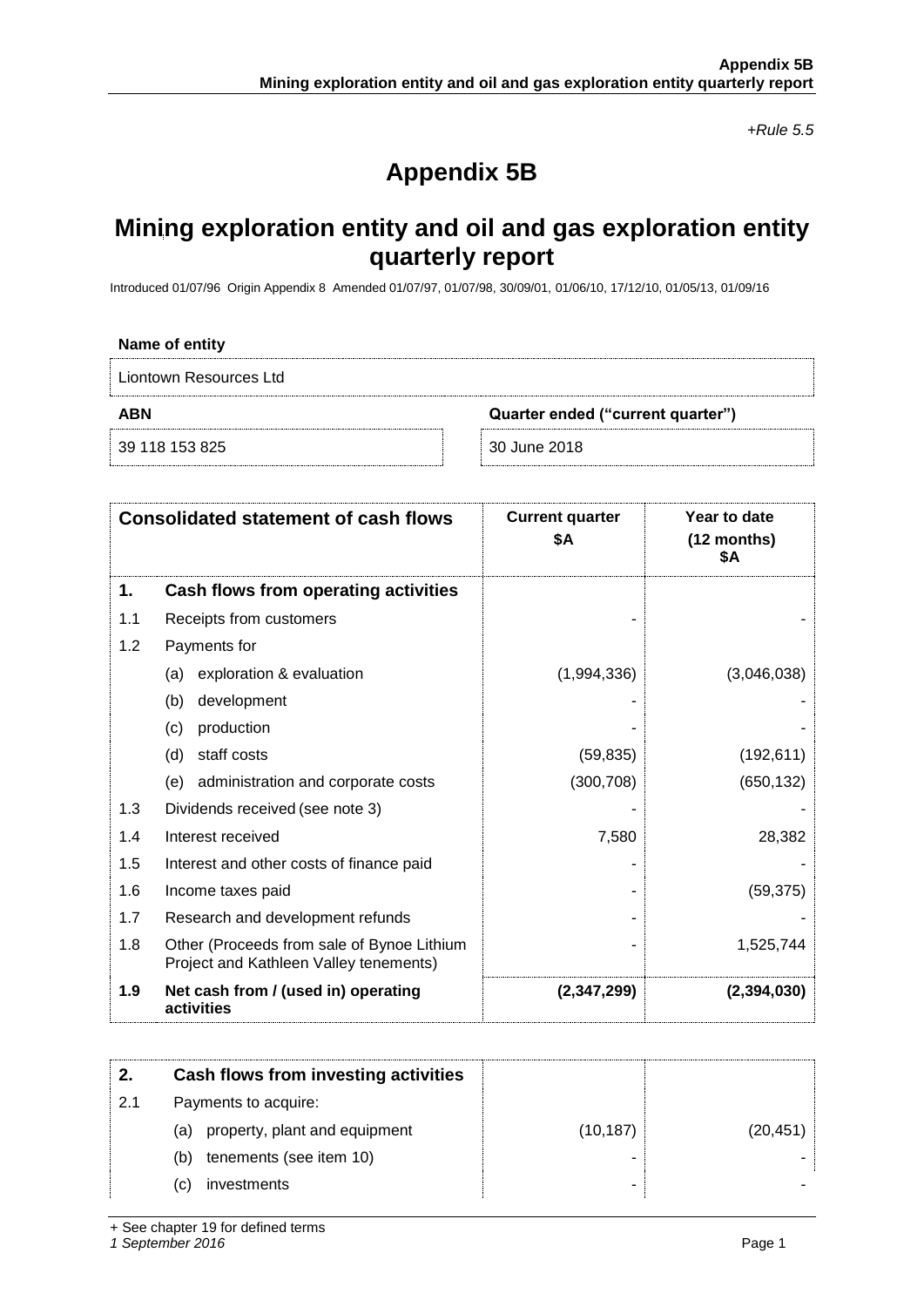*+Rule 5.5*

# Appendix 5B

## Mining exploration entity and oil and gas exploration entity quarterly report

Introduced 01/07/96 Origin Appendix 8 Amended 01/07/97, 01/07/98, 30/09/01, 01/06/10, 17/12/10, 01/05/13, 01/09/16

**Name of entity**

Liontown Resources Ltd

| ABN | Quarter ended ("current quarter") |
|---|---|
| 39 118 153 825 | 30 June 2018 |

| Consolidated statement of cash flows | | Current quarter $A | Year to date (12 months) $A |
|---|---|---|---|
| **1.** | **Cash flows from operating activities** | | |
| 1.1 | Receipts from customers | - | - |
| 1.2 | Payments for | | |
| | (a) exploration & evaluation | (1,994,336) | (3,046,038) |
| | (b) development | - | - |
| | (c) production | - | - |
| | (d) staff costs | (59,835) | (192,611) |
| | (e) administration and corporate costs | (300,708) | (650,132) |
| 1.3 | Dividends received (see note 3) | - | - |
| 1.4 | Interest received | 7,580 | 28,382 |
| 1.5 | Interest and other costs of finance paid | - | - |
| 1.6 | Income taxes paid | - | (59,375) |
| 1.7 | Research and development refunds | - | - |
| 1.8 | Other (Proceeds from sale of Bynoe Lithium Project and Kathleen Valley tenements) | - | 1,525,744 |
| **1.9** | **Net cash from / (used in) operating activities** | **(2,347,299)** | **(2,394,030)** |

| | | | |
|---|---|---|---|
| **2.** | **Cash flows from investing activities** | | |
| 2.1 | Payments to acquire: | | |
| | (a) property, plant and equipment | (10,187) | (20,451) |
| | (b) tenements (see item 10) | - | - |
| | (c) investments | - | - |

+ See chapter 19 for defined terms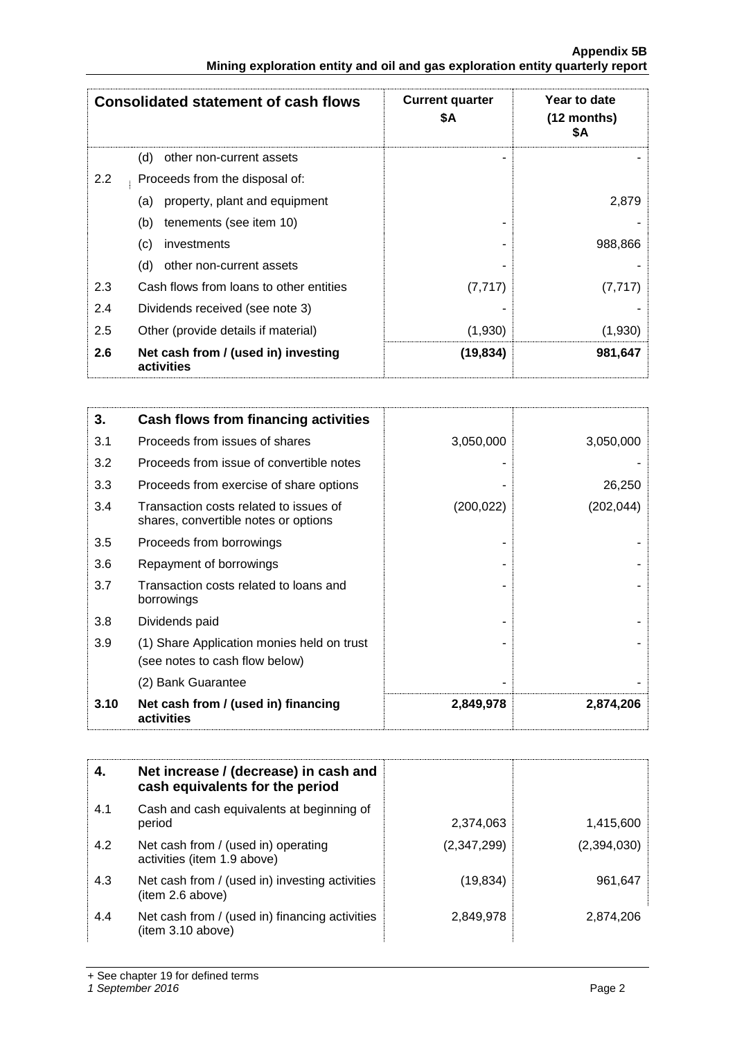| Consolidated statement of cash flows | | Current quarter $A | Year to date (12 months) $A |
|---|---|---|---|
| | (d) other non-current assets | - | - |
| 2.2 | Proceeds from the disposal of: | | |
| | (a) property, plant and equipment | | 2,879 |
| | (b) tenements (see item 10) | - | - |
| | (c) investments | - | 988,866 |
| | (d) other non-current assets | - | - |
| 2.3 | Cash flows from loans to other entities | (7,717) | (7,717) |
| 2.4 | Dividends received (see note 3) | - | - |
| 2.5 | Other (provide details if material) | (1,930) | (1,930) |
| **2.6** | **Net cash from / (used in) investing activities** | **(19,834)** | **981,647** |

| **3.** | **Cash flows from financing activities** | | |
|---|---|---|---|
| 3.1 | Proceeds from issues of shares | 3,050,000 | 3,050,000 |
| 3.2 | Proceeds from issue of convertible notes | - | - |
| 3.3 | Proceeds from exercise of share options | - | 26,250 |
| 3.4 | Transaction costs related to issues of shares, convertible notes or options | (200,022) | (202,044) |
| 3.5 | Proceeds from borrowings | - | - |
| 3.6 | Repayment of borrowings | - | - |
| 3.7 | Transaction costs related to loans and borrowings | - | - |
| 3.8 | Dividends paid | - | - |
| 3.9 | (1) Share Application monies held on trust (see notes to cash flow below) | - | - |
| | (2) Bank Guarantee | - | - |
| **3.10** | **Net cash from / (used in) financing activities** | **2,849,978** | **2,874,206** |

| **4.** | **Net increase / (decrease) in cash and cash equivalents for the period** | | |
|---|---|---|---|
| 4.1 | Cash and cash equivalents at beginning of period | 2,374,063 | 1,415,600 |
| 4.2 | Net cash from / (used in) operating activities (item 1.9 above) | (2,347,299) | (2,394,030) |
| 4.3 | Net cash from / (used in) investing activities (item 2.6 above) | (19,834) | 961,647 |
| 4.4 | Net cash from / (used in) financing activities (item 3.10 above) | 2,849,978 | 2,874,206 |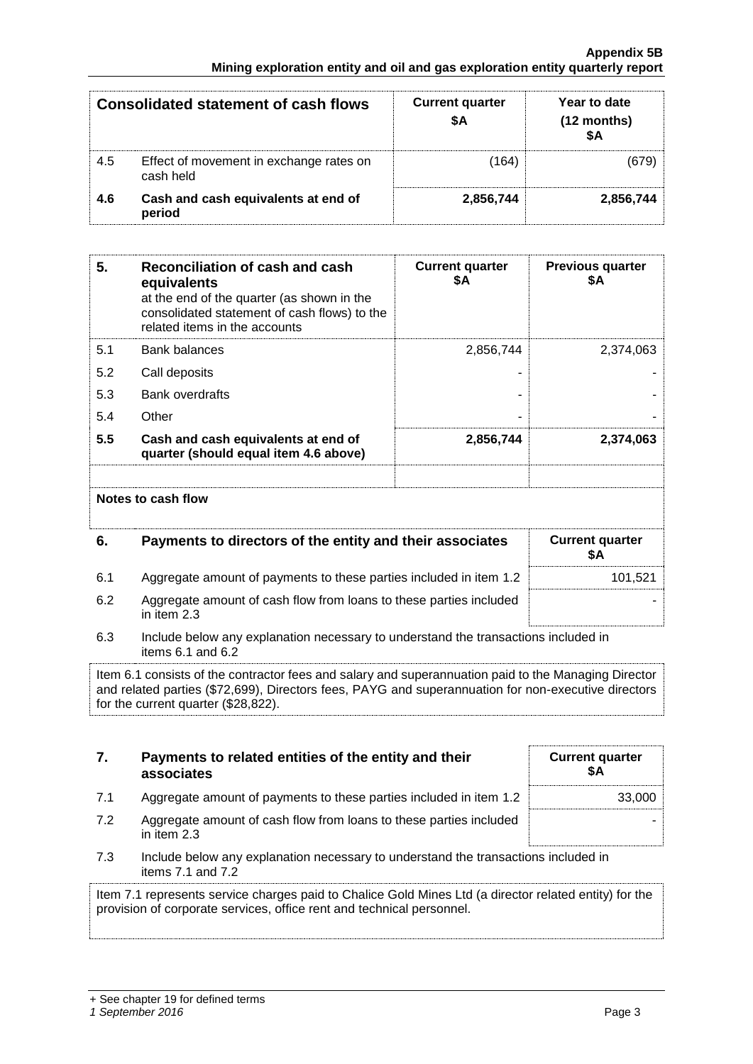| Consolidated statement of cash flows | | Current quarter $A | Year to date (12 months) $A |
|---|---|---|---|
| 4.5 | Effect of movement in exchange rates on cash held | (164) | (679) |
| **4.6** | **Cash and cash equivalents at end of period** | **2,856,744** | **2,856,744** |

| 5. | **Reconciliation of cash and cash equivalents** at the end of the quarter (as shown in the consolidated statement of cash flows) to the related items in the accounts | Current quarter $A | Previous quarter $A |
|---|---|---|---|
| 5.1 | Bank balances | 2,856,744 | 2,374,063 |
| 5.2 | Call deposits | - | - |
| 5.3 | Bank overdrafts | - | - |
| 5.4 | Other | - | - |
| **5.5** | **Cash and cash equivalents at end of quarter (should equal item 4.6 above)** | **2,856,744** | **2,374,063** |

**Notes to cash flow**

| 6. | Payments to directors of the entity and their associates | Current quarter $A |
|---|---|---|
| 6.1 | Aggregate amount of payments to these parties included in item 1.2 | 101,521 |
| 6.2 | Aggregate amount of cash flow from loans to these parties included in item 2.3 | - |

6.3 Include below any explanation necessary to understand the transactions included in items 6.1 and 6.2

Item 6.1 consists of the contractor fees and salary and superannuation paid to the Managing Director and related parties ($72,699), Directors fees, PAYG and superannuation for non-executive directors for the current quarter ($28,822).

| 7. | Payments to related entities of the entity and their associates | Current quarter $A |
|---|---|---|
| 7.1 | Aggregate amount of payments to these parties included in item 1.2 | 33,000 |
| 7.2 | Aggregate amount of cash flow from loans to these parties included in item 2.3 | - |

7.3 Include below any explanation necessary to understand the transactions included in items 7.1 and 7.2

Item 7.1 represents service charges paid to Chalice Gold Mines Ltd (a director related entity) for the provision of corporate services, office rent and technical personnel.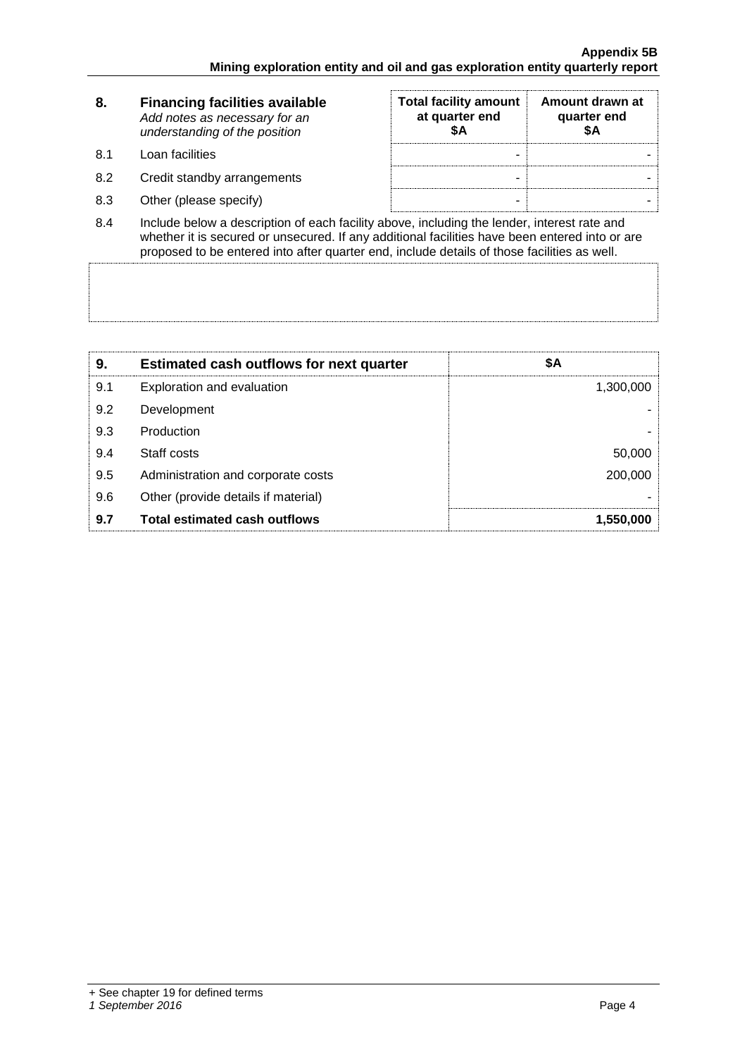| 8. | **Financing facilities available** *Add notes as necessary for an understanding of the position* | **Total facility amount at quarter end $A** | **Amount drawn at quarter end $A** |
|---|---|---|---|
| 8.1 | Loan facilities | - | - |
| 8.2 | Credit standby arrangements | - | - |
| 8.3 | Other (please specify) | - | - |

8.4 Include below a description of each facility above, including the lender, interest rate and whether it is secured or unsecured. If any additional facilities have been entered into or are proposed to be entered into after quarter end, include details of those facilities as well.

| 9. | **Estimated cash outflows for next quarter** | **$A** |
|---|---|---|
| 9.1 | Exploration and evaluation | 1,300,000 |
| 9.2 | Development | - |
| 9.3 | Production | - |
| 9.4 | Staff costs | 50,000 |
| 9.5 | Administration and corporate costs | 200,000 |
| 9.6 | Other (provide details if material) | - |
| **9.7** | **Total estimated cash outflows** | **1,550,000** |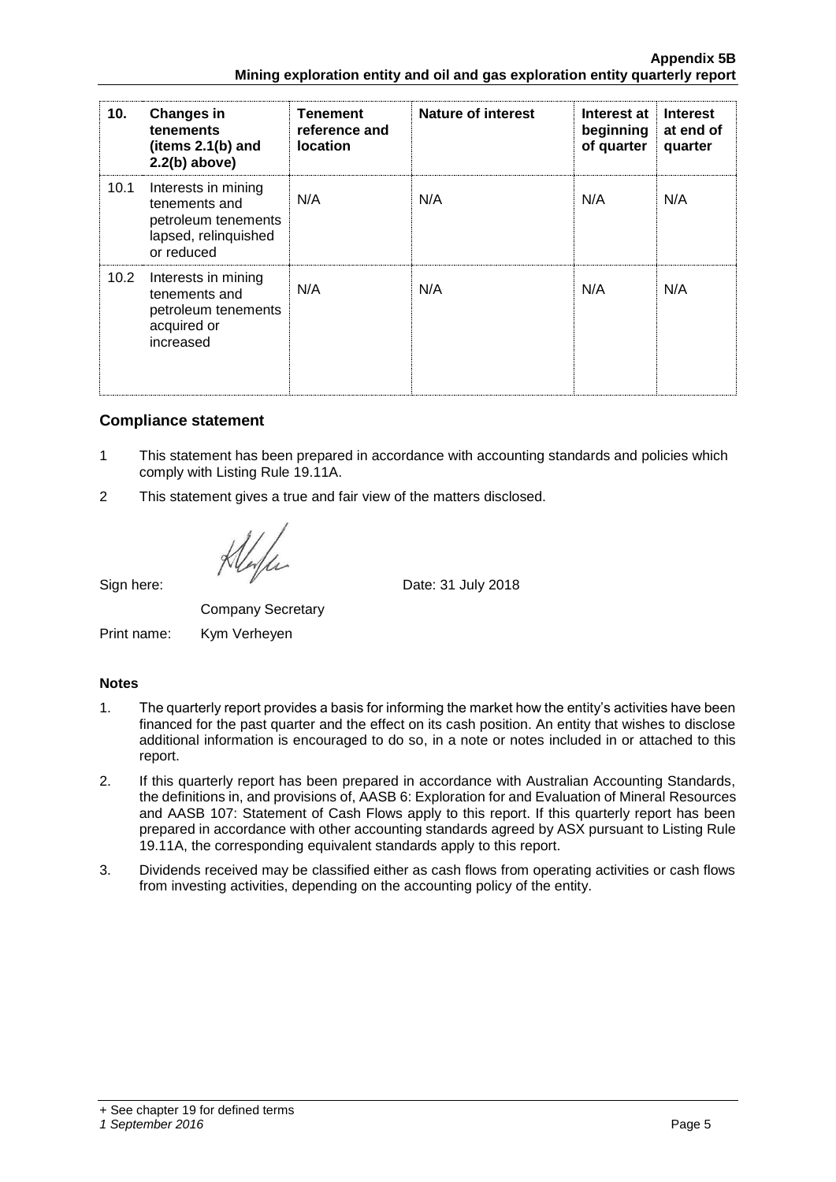| 10. | Changes in tenements (items 2.1(b) and 2.2(b) above) | Tenement reference and location | Nature of interest | Interest at beginning of quarter | Interest at end of quarter |
|---|---|---|---|---|---|
| 10.1 | Interests in mining tenements and petroleum tenements lapsed, relinquished or reduced | N/A | N/A | N/A | N/A |
| 10.2 | Interests in mining tenements and petroleum tenements acquired or increased | N/A | N/A | N/A | N/A |

## Compliance statement

1 This statement has been prepared in accordance with accounting standards and policies which comply with Listing Rule 19.11A.

2 This statement gives a true and fair view of the matters disclosed.

Sign here: Date: 31 July 2018

Company Secretary

Print name: Kym Verheyen

### Notes

1. The quarterly report provides a basis for informing the market how the entity's activities have been financed for the past quarter and the effect on its cash position. An entity that wishes to disclose additional information is encouraged to do so, in a note or notes included in or attached to this report.
2. If this quarterly report has been prepared in accordance with Australian Accounting Standards, the definitions in, and provisions of, AASB 6: Exploration for and Evaluation of Mineral Resources and AASB 107: Statement of Cash Flows apply to this report. If this quarterly report has been prepared in accordance with other accounting standards agreed by ASX pursuant to Listing Rule 19.11A, the corresponding equivalent standards apply to this report.
3. Dividends received may be classified either as cash flows from operating activities or cash flows from investing activities, depending on the accounting policy of the entity.